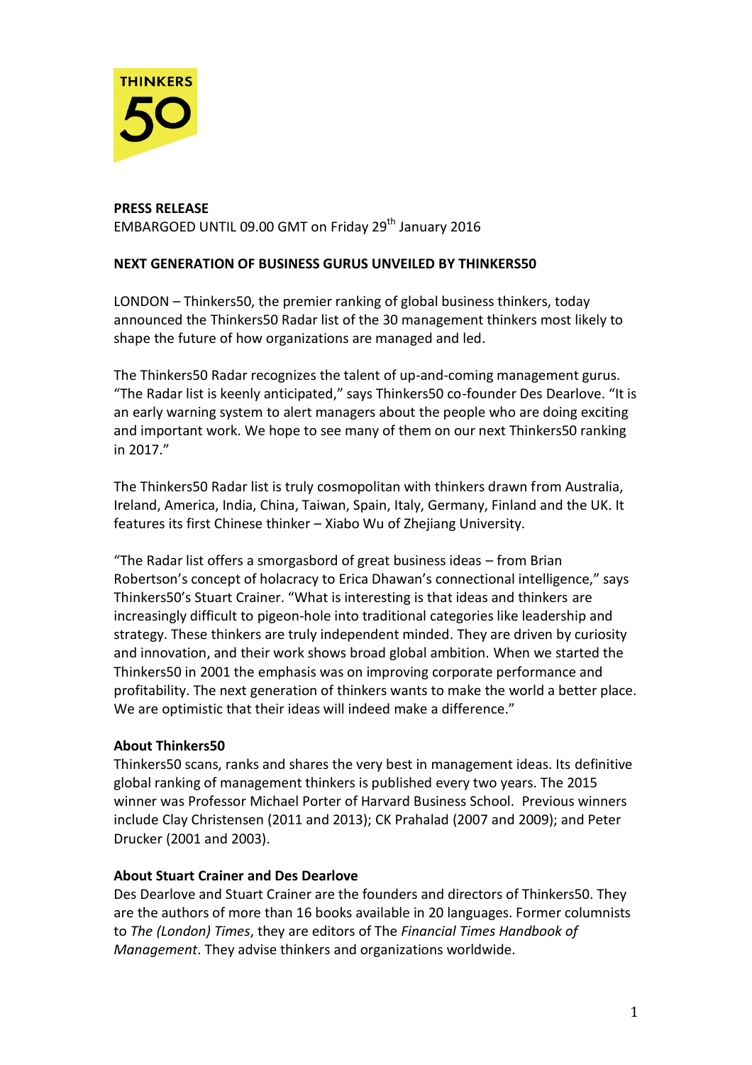THINKERS 50

**PRESS RELEASE**
EMBARGOED UNTIL 09.00 GMT on Friday 29th January 2016

**NEXT GENERATION OF BUSINESS GURUS UNVEILED BY THINKERS50**

LONDON – Thinkers50, the premier ranking of global business thinkers, today announced the Thinkers50 Radar list of the 30 management thinkers most likely to shape the future of how organizations are managed and led.

The Thinkers50 Radar recognizes the talent of up-and-coming management gurus. "The Radar list is keenly anticipated," says Thinkers50 co-founder Des Dearlove. "It is an early warning system to alert managers about the people who are doing exciting and important work. We hope to see many of them on our next Thinkers50 ranking in 2017."

The Thinkers50 Radar list is truly cosmopolitan with thinkers drawn from Australia, Ireland, America, India, China, Taiwan, Spain, Italy, Germany, Finland and the UK. It features its first Chinese thinker – Xiabo Wu of Zhejiang University.

"The Radar list offers a smorgasbord of great business ideas – from Brian Robertson's concept of holacracy to Erica Dhawan's connectional intelligence," says Thinkers50's Stuart Crainer. "What is interesting is that ideas and thinkers are increasingly difficult to pigeon-hole into traditional categories like leadership and strategy. These thinkers are truly independent minded. They are driven by curiosity and innovation, and their work shows broad global ambition. When we started the Thinkers50 in 2001 the emphasis was on improving corporate performance and profitability. The next generation of thinkers wants to make the world a better place. We are optimistic that their ideas will indeed make a difference."

**About Thinkers50**
Thinkers50 scans, ranks and shares the very best in management ideas. Its definitive global ranking of management thinkers is published every two years. The 2015 winner was Professor Michael Porter of Harvard Business School. Previous winners include Clay Christensen (2011 and 2013); CK Prahalad (2007 and 2009); and Peter Drucker (2001 and 2003).

**About Stuart Crainer and Des Dearlove**
Des Dearlove and Stuart Crainer are the founders and directors of Thinkers50. They are the authors of more than 16 books available in 20 languages. Former columnists to *The (London) Times*, they are editors of The *Financial Times Handbook of Management*. They advise thinkers and organizations worldwide.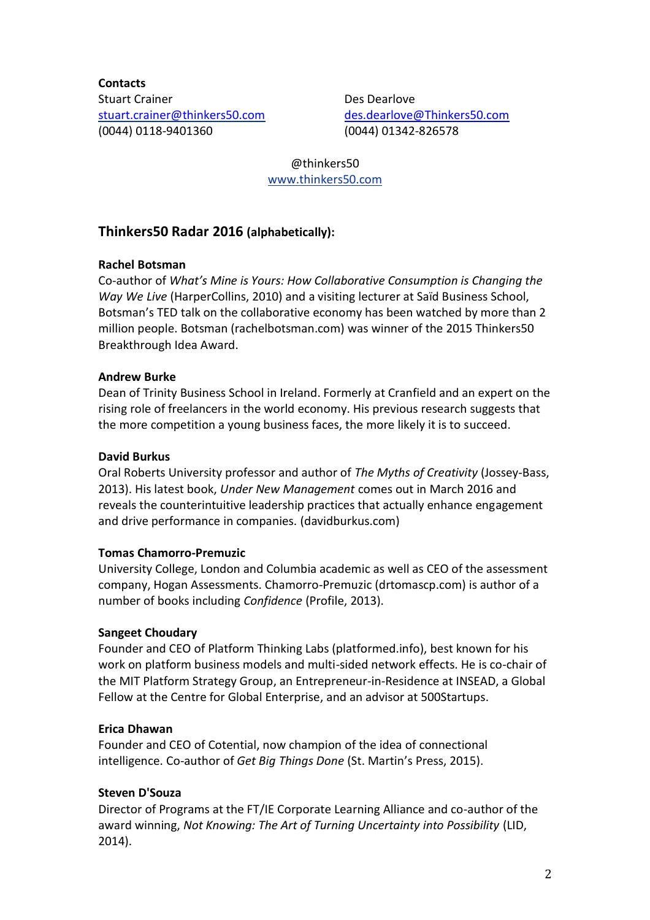**Contacts**

Stuart Crainer
stuart.crainer@thinkers50.com
(0044) 0118-9401360

Des Dearlove
des.dearlove@Thinkers50.com
(0044) 01342-826578

@thinkers50
www.thinkers50.com

## Thinkers50 Radar 2016 (alphabetically):

**Rachel Botsman**
Co-author of *What's Mine is Yours: How Collaborative Consumption is Changing the Way We Live* (HarperCollins, 2010) and a visiting lecturer at Saïd Business School, Botsman's TED talk on the collaborative economy has been watched by more than 2 million people. Botsman (rachelbotsman.com) was winner of the 2015 Thinkers50 Breakthrough Idea Award.

**Andrew Burke**
Dean of Trinity Business School in Ireland. Formerly at Cranfield and an expert on the rising role of freelancers in the world economy. His previous research suggests that the more competition a young business faces, the more likely it is to succeed.

**David Burkus**
Oral Roberts University professor and author of *The Myths of Creativity* (Jossey-Bass, 2013). His latest book, *Under New Management* comes out in March 2016 and reveals the counterintuitive leadership practices that actually enhance engagement and drive performance in companies. (davidburkus.com)

**Tomas Chamorro-Premuzic**
University College, London and Columbia academic as well as CEO of the assessment company, Hogan Assessments. Chamorro-Premuzic (drtomascp.com) is author of a number of books including *Confidence* (Profile, 2013).

**Sangeet Choudary**
Founder and CEO of Platform Thinking Labs (platformed.info), best known for his work on platform business models and multi-sided network effects. He is co-chair of the MIT Platform Strategy Group, an Entrepreneur-in-Residence at INSEAD, a Global Fellow at the Centre for Global Enterprise, and an advisor at 500Startups.

**Erica Dhawan**
Founder and CEO of Cotential, now champion of the idea of connectional intelligence. Co-author of *Get Big Things Done* (St. Martin's Press, 2015).

**Steven D'Souza**
Director of Programs at the FT/IE Corporate Learning Alliance and co-author of the award winning, *Not Knowing: The Art of Turning Uncertainty into Possibility* (LID, 2014).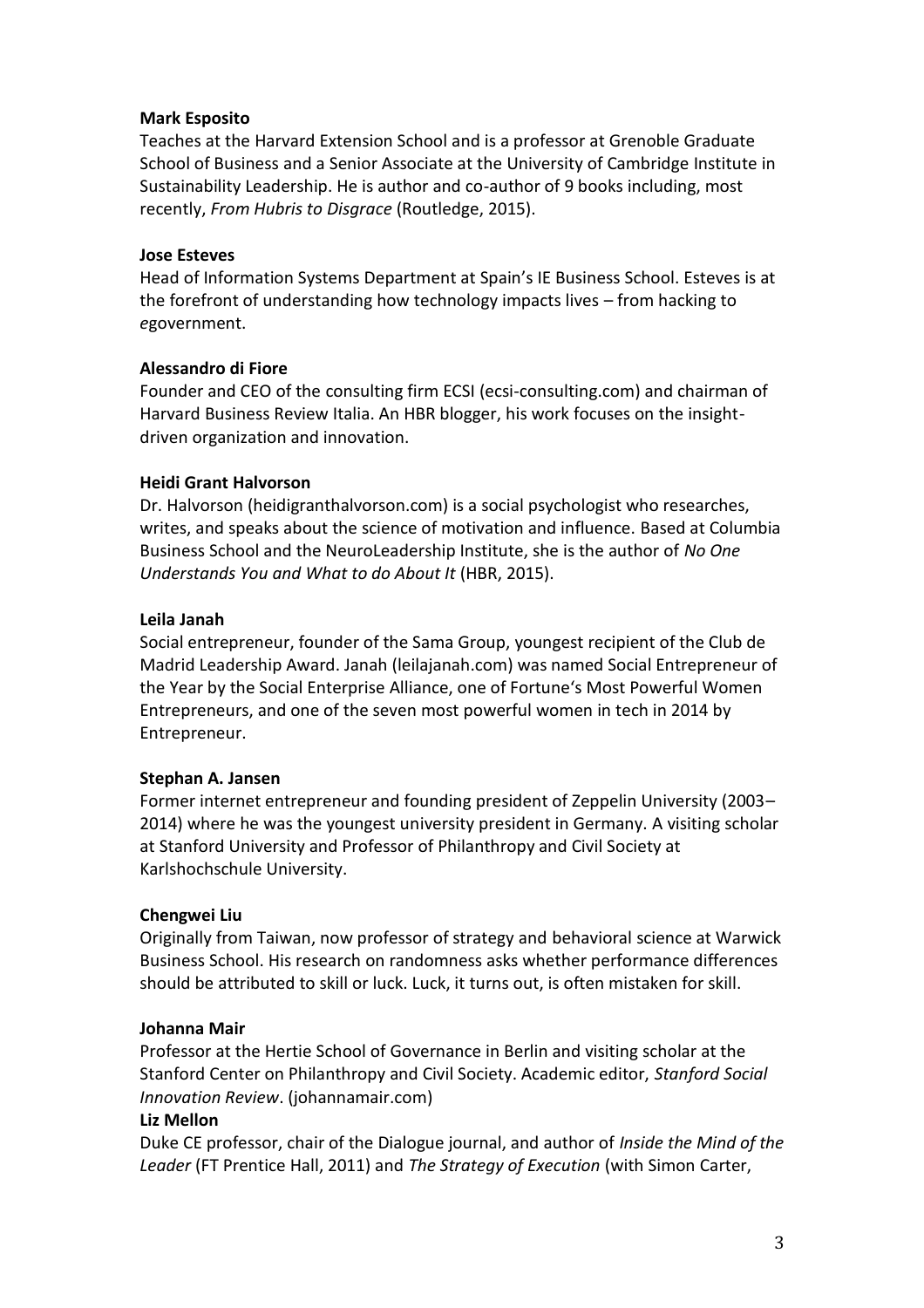**Mark Esposito**

Teaches at the Harvard Extension School and is a professor at Grenoble Graduate School of Business and a Senior Associate at the University of Cambridge Institute in Sustainability Leadership. He is author and co-author of 9 books including, most recently, *From Hubris to Disgrace* (Routledge, 2015).

**Jose Esteves**

Head of Information Systems Department at Spain's IE Business School. Esteves is at the forefront of understanding how technology impacts lives – from hacking to *e*government.

**Alessandro di Fiore**

Founder and CEO of the consulting firm ECSI (ecsi-consulting.com) and chairman of Harvard Business Review Italia. An HBR blogger, his work focuses on the insight-driven organization and innovation.

**Heidi Grant Halvorson**

Dr. Halvorson (heidigranthalvorson.com) is a social psychologist who researches, writes, and speaks about the science of motivation and influence. Based at Columbia Business School and the NeuroLeadership Institute, she is the author of *No One Understands You and What to do About It* (HBR, 2015).

**Leila Janah**

Social entrepreneur, founder of the Sama Group, youngest recipient of the Club de Madrid Leadership Award. Janah (leilajanah.com) was named Social Entrepreneur of the Year by the Social Enterprise Alliance, one of Fortune's Most Powerful Women Entrepreneurs, and one of the seven most powerful women in tech in 2014 by Entrepreneur.

**Stephan A. Jansen**

Former internet entrepreneur and founding president of Zeppelin University (2003–2014) where he was the youngest university president in Germany. A visiting scholar at Stanford University and Professor of Philanthropy and Civil Society at Karlshochschule University.

**Chengwei Liu**

Originally from Taiwan, now professor of strategy and behavioral science at Warwick Business School. His research on randomness asks whether performance differences should be attributed to skill or luck. Luck, it turns out, is often mistaken for skill.

**Johanna Mair**

Professor at the Hertie School of Governance in Berlin and visiting scholar at the Stanford Center on Philanthropy and Civil Society. Academic editor, *Stanford Social Innovation Review*. (johannamair.com)

**Liz Mellon**

Duke CE professor, chair of the Dialogue journal, and author of *Inside the Mind of the Leader* (FT Prentice Hall, 2011) and *The Strategy of Execution* (with Simon Carter,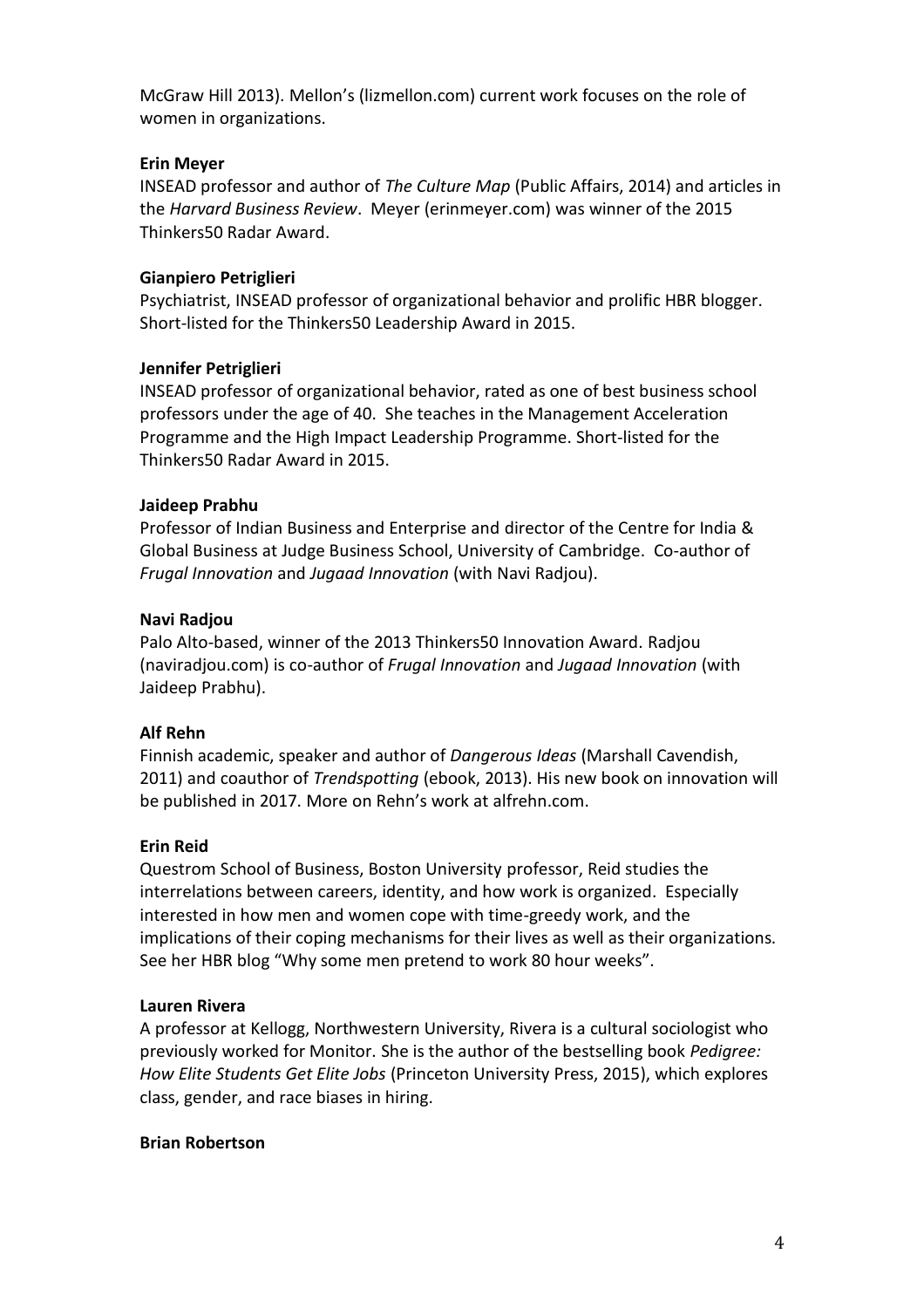McGraw Hill 2013). Mellon's (lizmellon.com) current work focuses on the role of women in organizations.

**Erin Meyer**
INSEAD professor and author of *The Culture Map* (Public Affairs, 2014) and articles in the *Harvard Business Review*. Meyer (erinmeyer.com) was winner of the 2015 Thinkers50 Radar Award.

**Gianpiero Petriglieri**
Psychiatrist, INSEAD professor of organizational behavior and prolific HBR blogger. Short-listed for the Thinkers50 Leadership Award in 2015.

**Jennifer Petriglieri**
INSEAD professor of organizational behavior, rated as one of best business school professors under the age of 40. She teaches in the Management Acceleration Programme and the High Impact Leadership Programme. Short-listed for the Thinkers50 Radar Award in 2015.

**Jaideep Prabhu**
Professor of Indian Business and Enterprise and director of the Centre for India & Global Business at Judge Business School, University of Cambridge. Co-author of *Frugal Innovation* and *Jugaad Innovation* (with Navi Radjou).

**Navi Radjou**
Palo Alto-based, winner of the 2013 Thinkers50 Innovation Award. Radjou (naviradjou.com) is co-author of *Frugal Innovation* and *Jugaad Innovation* (with Jaideep Prabhu).

**Alf Rehn**
Finnish academic, speaker and author of *Dangerous Ideas* (Marshall Cavendish, 2011) and coauthor of *Trendspotting* (ebook, 2013). His new book on innovation will be published in 2017. More on Rehn's work at alfrehn.com.

**Erin Reid**
Questrom School of Business, Boston University professor, Reid studies the interrelations between careers, identity, and how work is organized. Especially interested in how men and women cope with time-greedy work, and the implications of their coping mechanisms for their lives as well as their organizations. See her HBR blog "Why some men pretend to work 80 hour weeks".

**Lauren Rivera**
A professor at Kellogg, Northwestern University, Rivera is a cultural sociologist who previously worked for Monitor. She is the author of the bestselling book *Pedigree: How Elite Students Get Elite Jobs* (Princeton University Press, 2015), which explores class, gender, and race biases in hiring.

**Brian Robertson**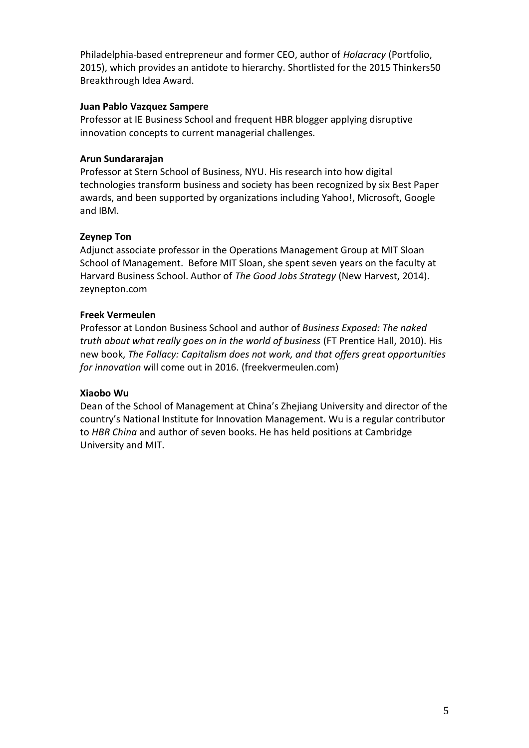Philadelphia-based entrepreneur and former CEO, author of *Holacracy* (Portfolio, 2015), which provides an antidote to hierarchy. Shortlisted for the 2015 Thinkers50 Breakthrough Idea Award.

**Juan Pablo Vazquez Sampere**
Professor at IE Business School and frequent HBR blogger applying disruptive innovation concepts to current managerial challenges.

**Arun Sundararajan**
Professor at Stern School of Business, NYU. His research into how digital technologies transform business and society has been recognized by six Best Paper awards, and been supported by organizations including Yahoo!, Microsoft, Google and IBM.

**Zeynep Ton**
Adjunct associate professor in the Operations Management Group at MIT Sloan School of Management. Before MIT Sloan, she spent seven years on the faculty at Harvard Business School. Author of *The Good Jobs Strategy* (New Harvest, 2014). zeynepton.com

**Freek Vermeulen**
Professor at London Business School and author of *Business Exposed: The naked truth about what really goes on in the world of business* (FT Prentice Hall, 2010). His new book, *The Fallacy: Capitalism does not work, and that offers great opportunities for innovation* will come out in 2016. (freekvermeulen.com)

**Xiaobo Wu**
Dean of the School of Management at China's Zhejiang University and director of the country's National Institute for Innovation Management. Wu is a regular contributor to *HBR China* and author of seven books. He has held positions at Cambridge University and MIT.